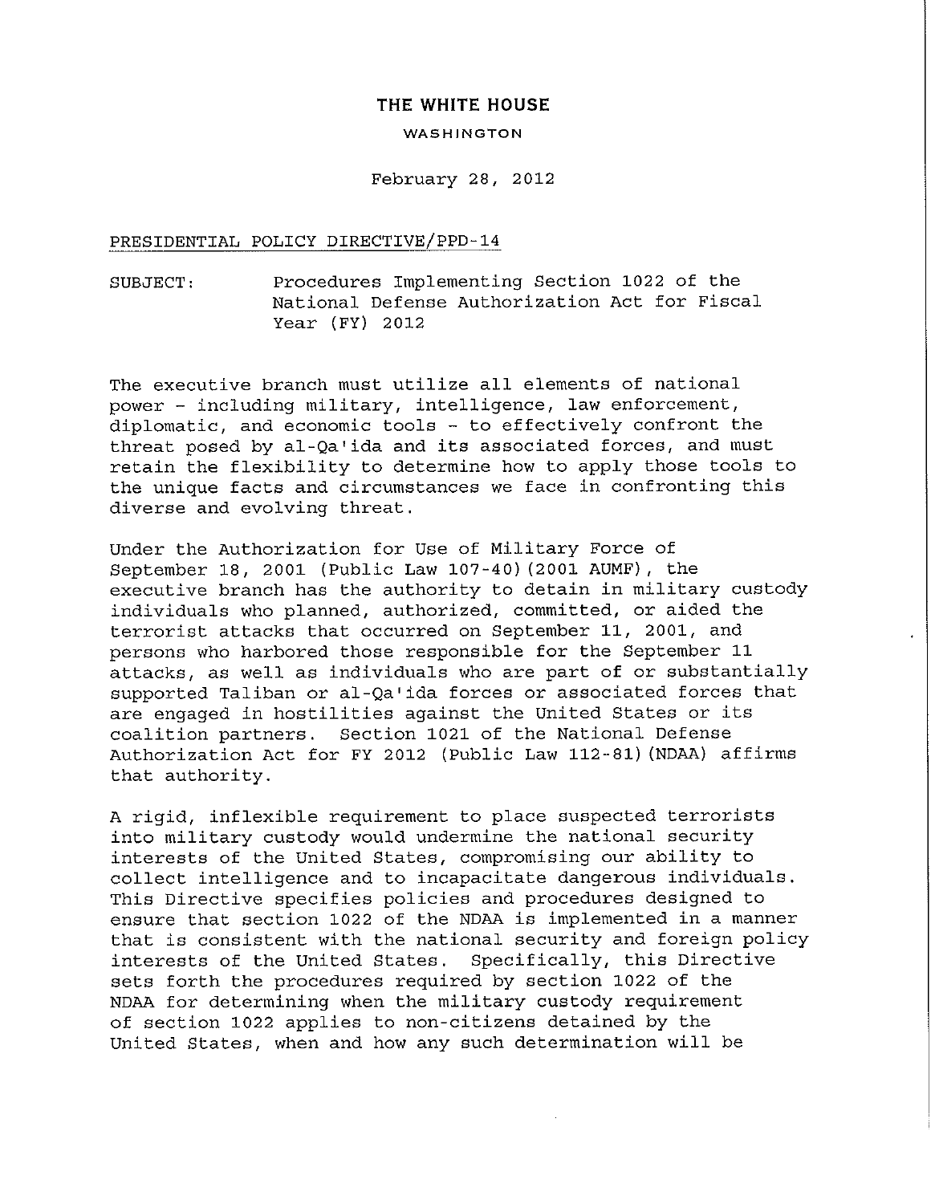# THE WHITE HOUSE

WASHINGTON

February 28, 2012

PRESIDENTIAL POLICY DIRECTIVE/PPD-14

SUBJECT: Procedures Implementing Section 1022 of the National Defense Authorization Act for Fiscal Year (FY) 2012

The executive branch must utilize all elements of national power - including military, intelligence, law enforcement, diplomatic, and economic tools - to effectively confront the threat posed by al-Qa'ida and its associated forces, and must retain the flexibility to determine how to apply those tools to the unique facts and circumstances we face in confronting this diverse and evolving threat.

Under the Authorization for Use of Military Force of September 18, 2001 (Public Law 107-40)(2001 AUMF), the executive branch has the authority to detain in military custody individuals who planned, authorized, committed, or aided the terrorist attacks that occurred on September 11, 2001, and persons who harbored those responsible for the September 11 attacks, as well as individuals who are part of or substantially supported Taliban or al-Qa'ida forces or associated forces that are engaged in hostilities against the United States or its coalition partners. Section 1021 of the National Defense Authorization Act for FY 2012 (Public Law 112-81)(NDAA) affirms that authority.

A rigid, inflexible requirement to place suspected terrorists into military custody would undermine the national security interests of the United States, compromising our ability to collect intelligence and to incapacitate dangerous individuals. This Directive specifies policies and procedures designed to ensure that section 1022 of the NDAA is implemented in a manner that is consistent with the national security and foreign policy interests of the United States. Specifically, this Directive sets forth the procedures required by section 1022 of the NDAA for determining when the military custody requirement of section 1022 applies to non-citizens detained by the United States, when and how any such determination will be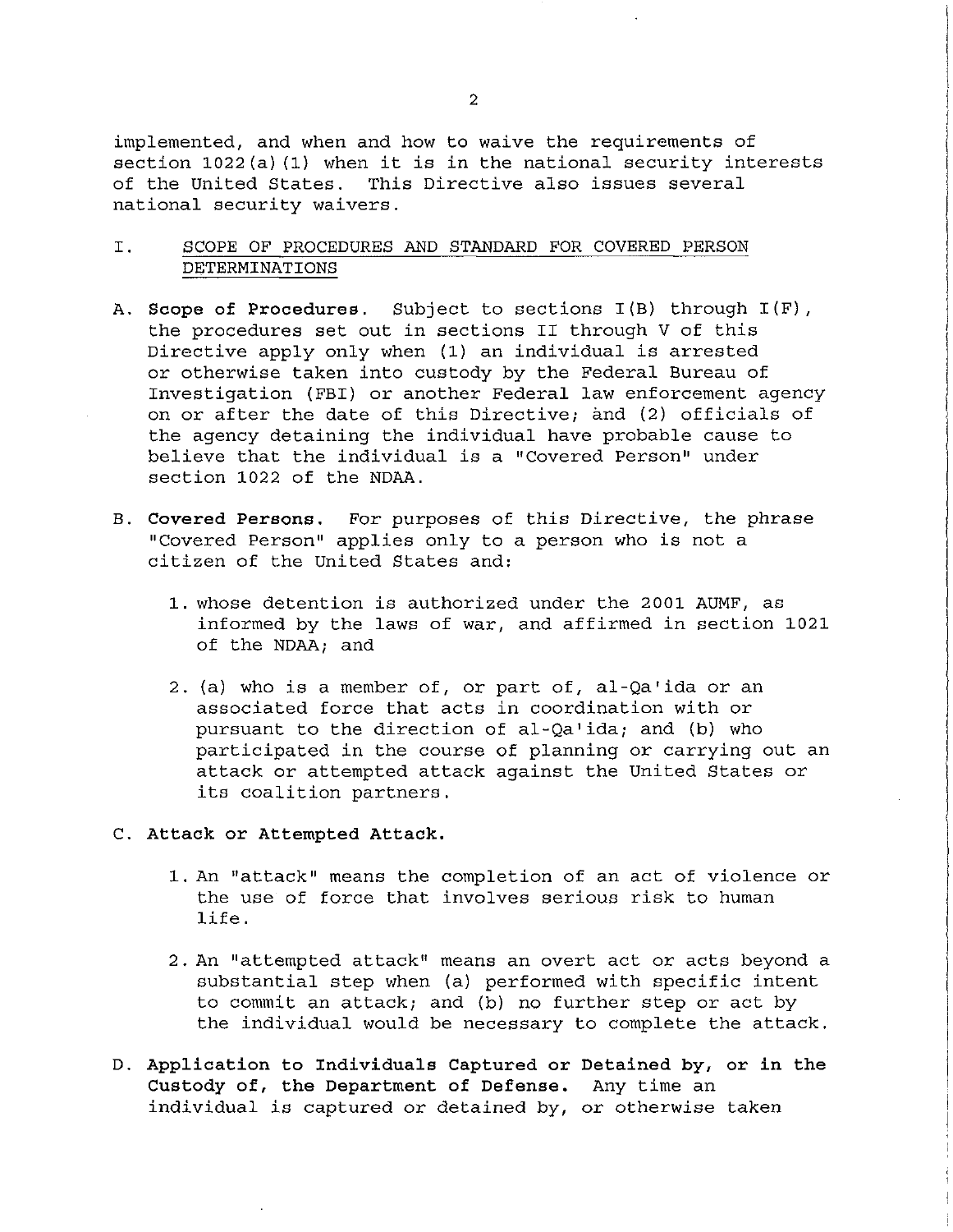implemented, and when and how to waive the requirements of section 1022(a)(1) when it is in the national security interests of the United States. This Directive also issues several national security waivers.

## I. SCOPE OF PROCEDURES AND STANDARD FOR COVERED PERSON DETERMINATIONS

A. **Scope of Procedures.** Subject to sections I(B) through I(F), the procedures set out in sections II through V of this Directive apply only when (1) an individual is arrested or otherwise taken into custody by the Federal Bureau of Investigation (FBI) or another Federal law enforcement agency on or after the date of this Directive; and (2) officials of the agency detaining the individual have probable cause to believe that the individual is a "Covered Person" under section 1022 of the NDAA.

B. **Covered Persons.** For purposes of this Directive, the phrase "Covered Person" applies only to a person who is not a citizen of the United States and:

1. whose detention is authorized under the 2001 AUMF, as informed by the laws of war, and affirmed in section 1021 of the NDAA; and

2. (a) who is a member of, or part of, al-Qa'ida or an associated force that acts in coordination with or pursuant to the direction of al-Qa'ida; and (b) who participated in the course of planning or carrying out an attack or attempted attack against the United States or its coalition partners.

C. **Attack or Attempted Attack.**

1. An "attack" means the completion of an act of violence or the use of force that involves serious risk to human life.

2. An "attempted attack" means an overt act or acts beyond a substantial step when (a) performed with specific intent to commit an attack; and (b) no further step or act by the individual would be necessary to complete the attack.

D. **Application to Individuals Captured or Detained by, or in the Custody of, the Department of Defense.** Any time an individual is captured or detained by, or otherwise taken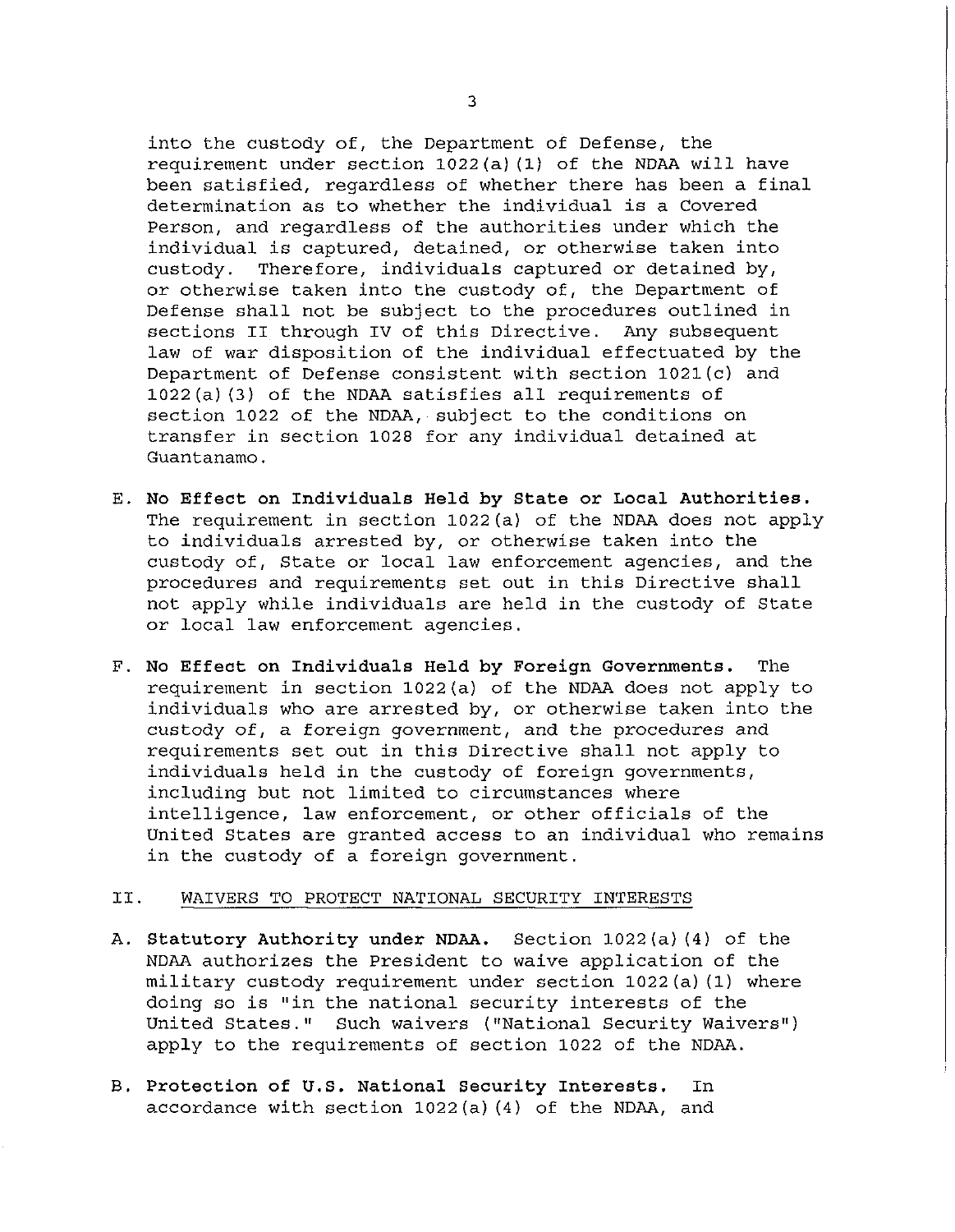into the custody of, the Department of Defense, the requirement under section 1022(a)(1) of the NDAA will have been satisfied, regardless of whether there has been a final determination as to whether the individual is a Covered Person, and regardless of the authorities under which the individual is captured, detained, or otherwise taken into custody. Therefore, individuals captured or detained by, or otherwise taken into the custody of, the Department of Defense shall not be subject to the procedures outlined in sections II through IV of this Directive. Any subsequent law of war disposition of the individual effectuated by the Department of Defense consistent with section 1021(c) and 1022(a)(3) of the NDAA satisfies all requirements of section 1022 of the NDAA, subject to the conditions on transfer in section 1028 for any individual detained at Guantanamo.

E. **No Effect on Individuals Held by State or Local Authorities.** The requirement in section 1022(a) of the NDAA does not apply to individuals arrested by, or otherwise taken into the custody of, State or local law enforcement agencies, and the procedures and requirements set out in this Directive shall not apply while individuals are held in the custody of State or local law enforcement agencies.

F. **No Effect on Individuals Held by Foreign Governments.** The requirement in section 1022(a) of the NDAA does not apply to individuals who are arrested by, or otherwise taken into the custody of, a foreign government, and the procedures and requirements set out in this Directive shall not apply to individuals held in the custody of foreign governments, including but not limited to circumstances where intelligence, law enforcement, or other officials of the United States are granted access to an individual who remains in the custody of a foreign government.

## II. <u>WAIVERS TO PROTECT NATIONAL SECURITY INTERESTS</u>

A. **Statutory Authority under NDAA.** Section 1022(a)(4) of the NDAA authorizes the President to waive application of the military custody requirement under section 1022(a)(1) where doing so is "in the national security interests of the United States." Such waivers ("National Security Waivers") apply to the requirements of section 1022 of the NDAA.

B. **Protection of U.S. National Security Interests.** In accordance with section 1022(a)(4) of the NDAA, and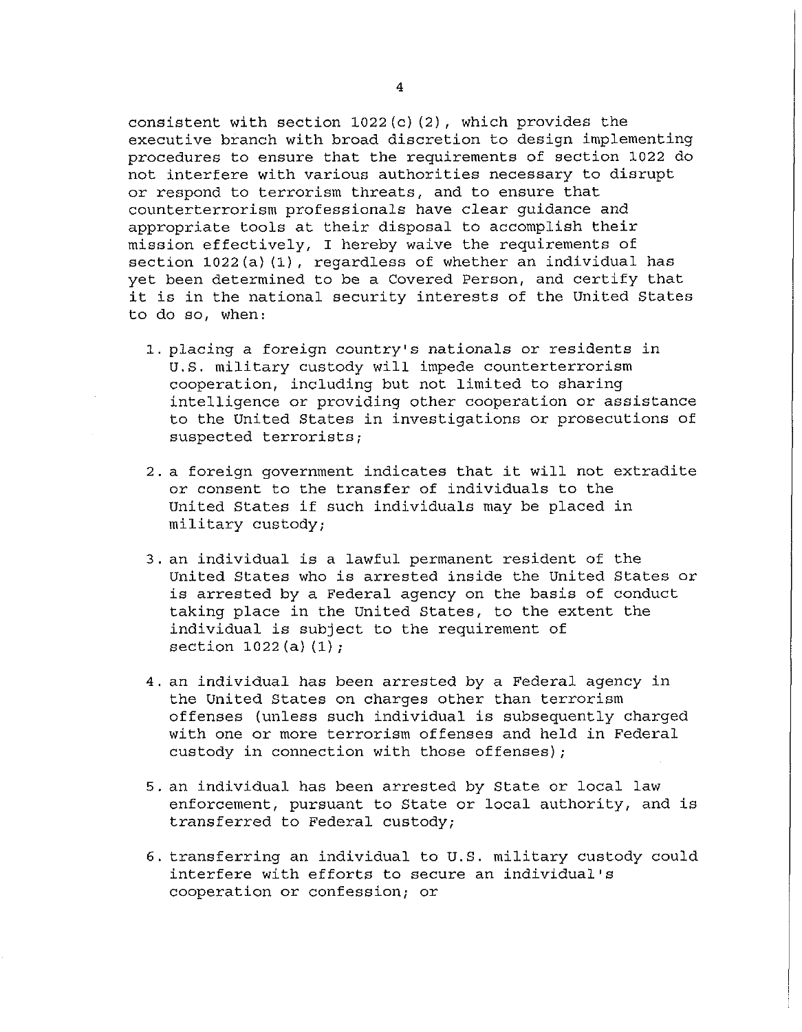consistent with section 1022(c)(2), which provides the executive branch with broad discretion to design implementing procedures to ensure that the requirements of section 1022 do not interfere with various authorities necessary to disrupt or respond to terrorism threats, and to ensure that counterterrorism professionals have clear guidance and appropriate tools at their disposal to accomplish their mission effectively, I hereby waive the requirements of section 1022(a)(1), regardless of whether an individual has yet been determined to be a Covered Person, and certify that it is in the national security interests of the United States to do so, when:

1. placing a foreign country's nationals or residents in U.S. military custody will impede counterterrorism cooperation, including but not limited to sharing intelligence or providing other cooperation or assistance to the United States in investigations or prosecutions of suspected terrorists;

2. a foreign government indicates that it will not extradite or consent to the transfer of individuals to the United States if such individuals may be placed in military custody;

3. an individual is a lawful permanent resident of the United States who is arrested inside the United States or is arrested by a Federal agency on the basis of conduct taking place in the United States, to the extent the individual is subject to the requirement of section 1022(a)(1);

4. an individual has been arrested by a Federal agency in the United States on charges other than terrorism offenses (unless such individual is subsequently charged with one or more terrorism offenses and held in Federal custody in connection with those offenses);

5. an individual has been arrested by State or local law enforcement, pursuant to State or local authority, and is transferred to Federal custody;

6. transferring an individual to U.S. military custody could interfere with efforts to secure an individual's cooperation or confession; or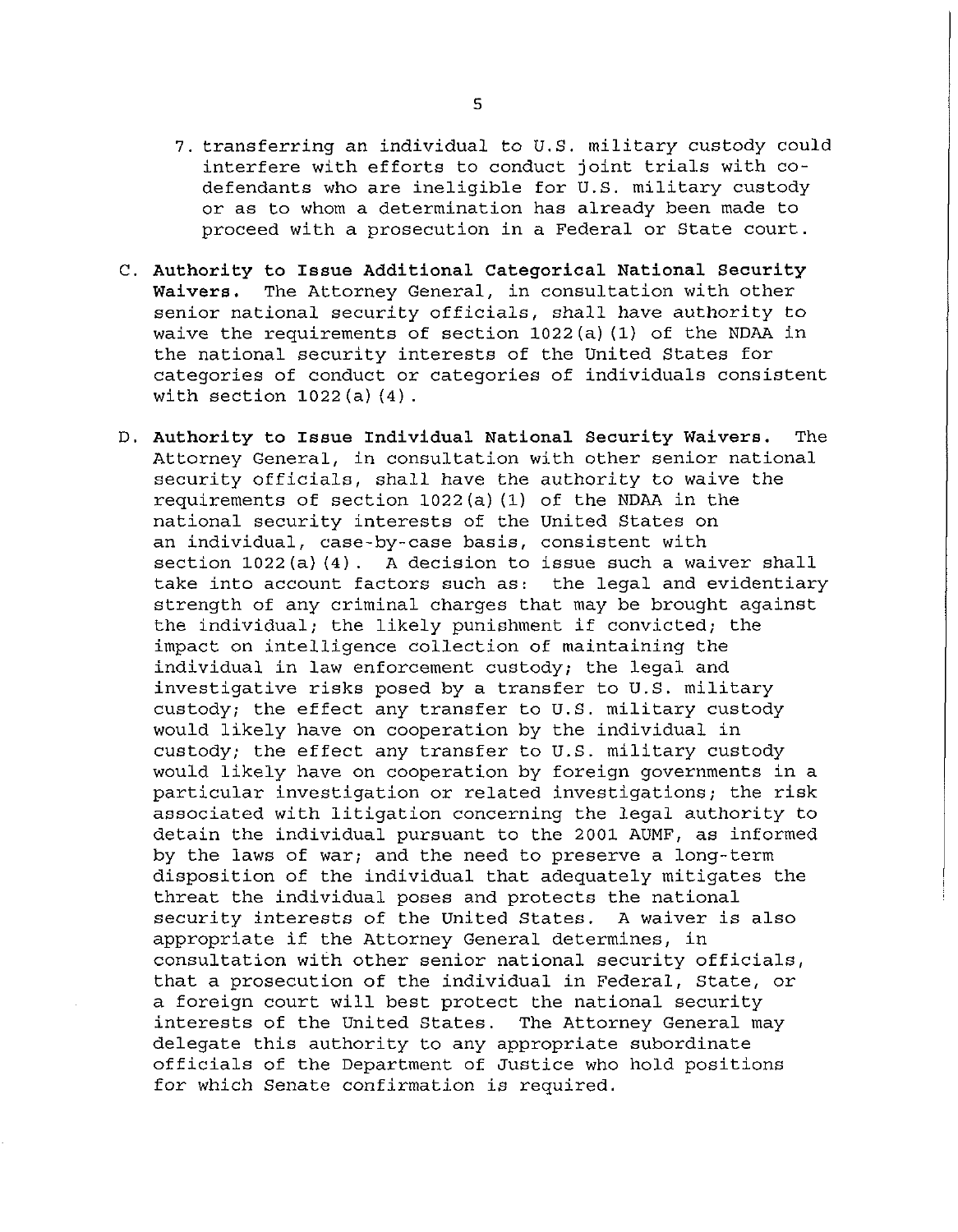7. transferring an individual to U.S. military custody could interfere with efforts to conduct joint trials with co-defendants who are ineligible for U.S. military custody or as to whom a determination has already been made to proceed with a prosecution in a Federal or State court.

C. **Authority to Issue Additional Categorical National Security Waivers.** The Attorney General, in consultation with other senior national security officials, shall have authority to waive the requirements of section 1022(a)(1) of the NDAA in the national security interests of the United States for categories of conduct or categories of individuals consistent with section 1022(a)(4).

D. **Authority to Issue Individual National Security Waivers.** The Attorney General, in consultation with other senior national security officials, shall have the authority to waive the requirements of section 1022(a)(1) of the NDAA in the national security interests of the United States on an individual, case-by-case basis, consistent with section 1022(a)(4). A decision to issue such a waiver shall take into account factors such as: the legal and evidentiary strength of any criminal charges that may be brought against the individual; the likely punishment if convicted; the impact on intelligence collection of maintaining the individual in law enforcement custody; the legal and investigative risks posed by a transfer to U.S. military custody; the effect any transfer to U.S. military custody would likely have on cooperation by the individual in custody; the effect any transfer to U.S. military custody would likely have on cooperation by foreign governments in a particular investigation or related investigations; the risk associated with litigation concerning the legal authority to detain the individual pursuant to the 2001 AUMF, as informed by the laws of war; and the need to preserve a long-term disposition of the individual that adequately mitigates the threat the individual poses and protects the national security interests of the United States. A waiver is also appropriate if the Attorney General determines, in consultation with other senior national security officials, that a prosecution of the individual in Federal, State, or a foreign court will best protect the national security interests of the United States. The Attorney General may delegate this authority to any appropriate subordinate officials of the Department of Justice who hold positions for which Senate confirmation is required.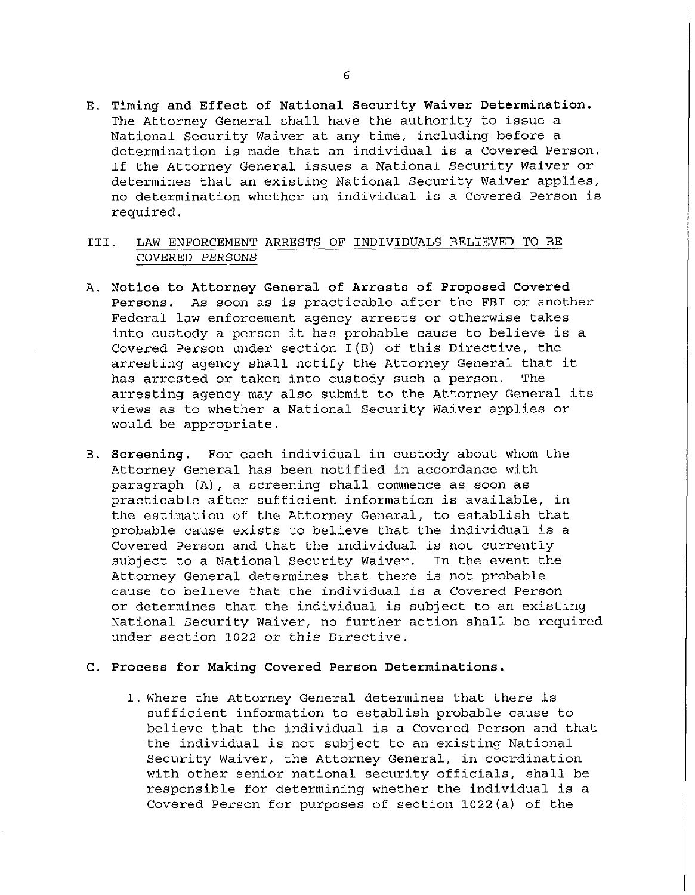E. **Timing and Effect of National Security Waiver Determination.** The Attorney General shall have the authority to issue a National Security Waiver at any time, including before a determination is made that an individual is a Covered Person. If the Attorney General issues a National Security Waiver or determines that an existing National Security Waiver applies, no determination whether an individual is a Covered Person is required.

## III. LAW ENFORCEMENT ARRESTS OF INDIVIDUALS BELIEVED TO BE COVERED PERSONS

A. **Notice to Attorney General of Arrests of Proposed Covered Persons.** As soon as is practicable after the FBI or another Federal law enforcement agency arrests or otherwise takes into custody a person it has probable cause to believe is a Covered Person under section I(B) of this Directive, the arresting agency shall notify the Attorney General that it has arrested or taken into custody such a person. The arresting agency may also submit to the Attorney General its views as to whether a National Security Waiver applies or would be appropriate.

B. **Screening.** For each individual in custody about whom the Attorney General has been notified in accordance with paragraph (A), a screening shall commence as soon as practicable after sufficient information is available, in the estimation of the Attorney General, to establish that probable cause exists to believe that the individual is a Covered Person and that the individual is not currently subject to a National Security Waiver. In the event the Attorney General determines that there is not probable cause to believe that the individual is a Covered Person or determines that the individual is subject to an existing National Security Waiver, no further action shall be required under section 1022 or this Directive.

C. **Process for Making Covered Person Determinations.**

1. Where the Attorney General determines that there is sufficient information to establish probable cause to believe that the individual is a Covered Person and that the individual is not subject to an existing National Security Waiver, the Attorney General, in coordination with other senior national security officials, shall be responsible for determining whether the individual is a Covered Person for purposes of section 1022(a) of the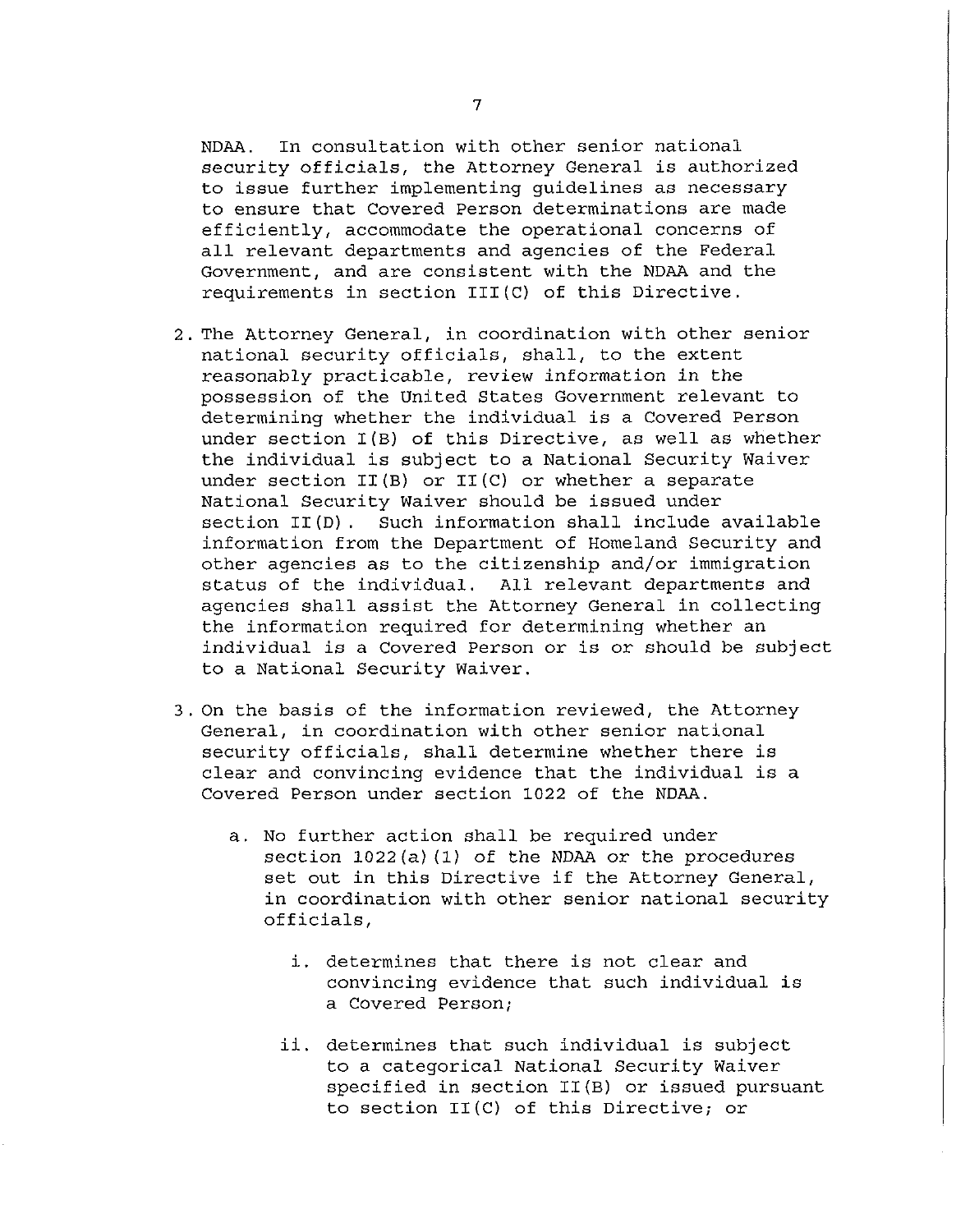NDAA. In consultation with other senior national security officials, the Attorney General is authorized to issue further implementing guidelines as necessary to ensure that Covered Person determinations are made efficiently, accommodate the operational concerns of all relevant departments and agencies of the Federal Government, and are consistent with the NDAA and the requirements in section III(C) of this Directive.

2. The Attorney General, in coordination with other senior national security officials, shall, to the extent reasonably practicable, review information in the possession of the United States Government relevant to determining whether the individual is a Covered Person under section I(B) of this Directive, as well as whether the individual is subject to a National Security Waiver under section II(B) or II(C) or whether a separate National Security Waiver should be issued under section II(D). Such information shall include available information from the Department of Homeland Security and other agencies as to the citizenship and/or immigration status of the individual. All relevant departments and agencies shall assist the Attorney General in collecting the information required for determining whether an individual is a Covered Person or is or should be subject to a National Security Waiver.

3. On the basis of the information reviewed, the Attorney General, in coordination with other senior national security officials, shall determine whether there is clear and convincing evidence that the individual is a Covered Person under section 1022 of the NDAA.

   a. No further action shall be required under section 1022(a)(1) of the NDAA or the procedures set out in this Directive if the Attorney General, in coordination with other senior national security officials,

      i. determines that there is not clear and convincing evidence that such individual is a Covered Person;

      ii. determines that such individual is subject to a categorical National Security Waiver specified in section II(B) or issued pursuant to section II(C) of this Directive; or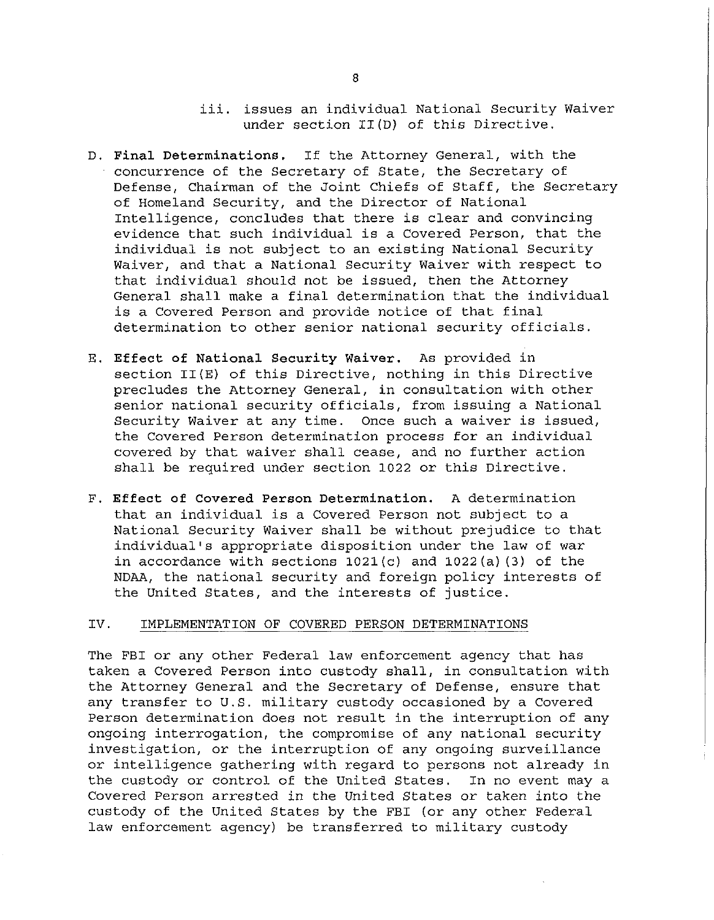iii. issues an individual National Security Waiver under section II(D) of this Directive.

D. **Final Determinations.** If the Attorney General, with the concurrence of the Secretary of State, the Secretary of Defense, Chairman of the Joint Chiefs of Staff, the Secretary of Homeland Security, and the Director of National Intelligence, concludes that there is clear and convincing evidence that such individual is a Covered Person, that the individual is not subject to an existing National Security Waiver, and that a National Security Waiver with respect to that individual should not be issued, then the Attorney General shall make a final determination that the individual is a Covered Person and provide notice of that final determination to other senior national security officials.

E. **Effect of National Security Waiver.** As provided in section II(E) of this Directive, nothing in this Directive precludes the Attorney General, in consultation with other senior national security officials, from issuing a National Security Waiver at any time. Once such a waiver is issued, the Covered Person determination process for an individual covered by that waiver shall cease, and no further action shall be required under section 1022 or this Directive.

F. **Effect of Covered Person Determination.** A determination that an individual is a Covered Person not subject to a National Security Waiver shall be without prejudice to that individual's appropriate disposition under the law of war in accordance with sections 1021(c) and 1022(a)(3) of the NDAA, the national security and foreign policy interests of the United States, and the interests of justice.

## IV. IMPLEMENTATION OF COVERED PERSON DETERMINATIONS

The FBI or any other Federal law enforcement agency that has taken a Covered Person into custody shall, in consultation with the Attorney General and the Secretary of Defense, ensure that any transfer to U.S. military custody occasioned by a Covered Person determination does not result in the interruption of any ongoing interrogation, the compromise of any national security investigation, or the interruption of any ongoing surveillance or intelligence gathering with regard to persons not already in the custody or control of the United States. In no event may a Covered Person arrested in the United States or taken into the custody of the United States by the FBI (or any other Federal law enforcement agency) be transferred to military custody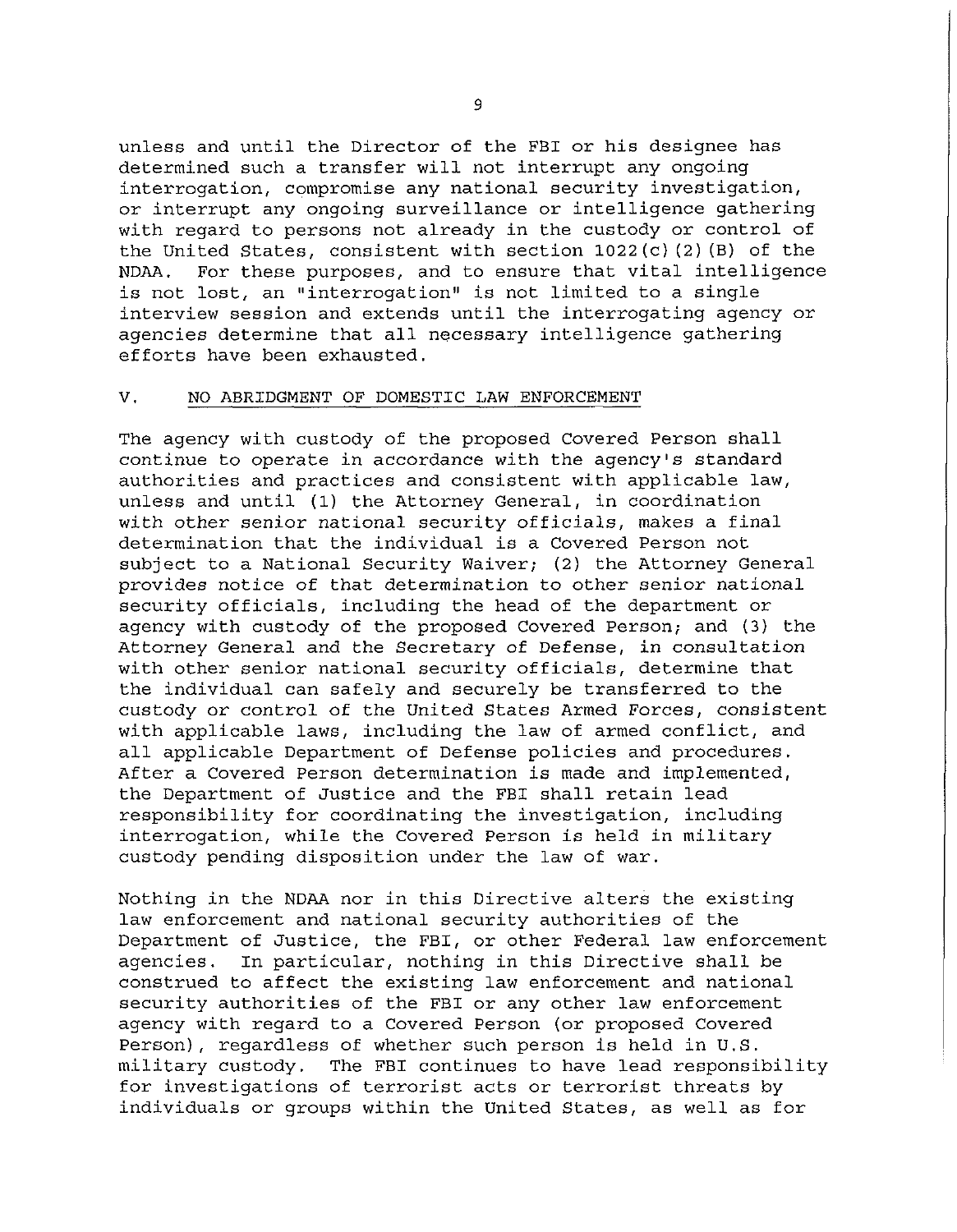unless and until the Director of the FBI or his designee has determined such a transfer will not interrupt any ongoing interrogation, compromise any national security investigation, or interrupt any ongoing surveillance or intelligence gathering with regard to persons not already in the custody or control of the United States, consistent with section 1022(c)(2)(B) of the NDAA. For these purposes, and to ensure that vital intelligence is not lost, an "interrogation" is not limited to a single interview session and extends until the interrogating agency or agencies determine that all necessary intelligence gathering efforts have been exhausted.

## V. NO ABRIDGMENT OF DOMESTIC LAW ENFORCEMENT

The agency with custody of the proposed Covered Person shall continue to operate in accordance with the agency's standard authorities and practices and consistent with applicable law, unless and until (1) the Attorney General, in coordination with other senior national security officials, makes a final determination that the individual is a Covered Person not subject to a National Security Waiver; (2) the Attorney General provides notice of that determination to other senior national security officials, including the head of the department or agency with custody of the proposed Covered Person; and (3) the Attorney General and the Secretary of Defense, in consultation with other senior national security officials, determine that the individual can safely and securely be transferred to the custody or control of the United States Armed Forces, consistent with applicable laws, including the law of armed conflict, and all applicable Department of Defense policies and procedures. After a Covered Person determination is made and implemented, the Department of Justice and the FBI shall retain lead responsibility for coordinating the investigation, including interrogation, while the Covered Person is held in military custody pending disposition under the law of war.

Nothing in the NDAA nor in this Directive alters the existing law enforcement and national security authorities of the Department of Justice, the FBI, or other Federal law enforcement agencies. In particular, nothing in this Directive shall be construed to affect the existing law enforcement and national security authorities of the FBI or any other law enforcement agency with regard to a Covered Person (or proposed Covered Person), regardless of whether such person is held in U.S. military custody. The FBI continues to have lead responsibility for investigations of terrorist acts or terrorist threats by individuals or groups within the United States, as well as for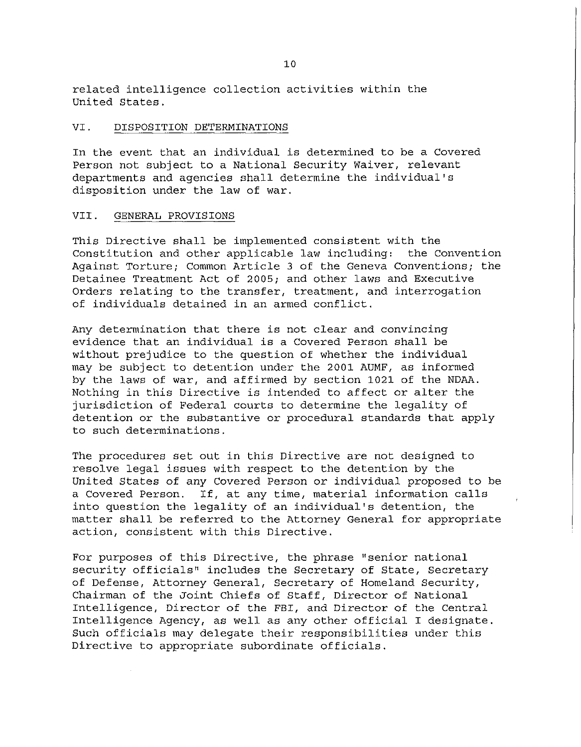related intelligence collection activities within the United States.

## VI. DISPOSITION DETERMINATIONS

In the event that an individual is determined to be a Covered Person not subject to a National Security Waiver, relevant departments and agencies shall determine the individual's disposition under the law of war.

## VII. GENERAL PROVISIONS

This Directive shall be implemented consistent with the Constitution and other applicable law including: the Convention Against Torture; Common Article 3 of the Geneva Conventions; the Detainee Treatment Act of 2005; and other laws and Executive Orders relating to the transfer, treatment, and interrogation of individuals detained in an armed conflict.

Any determination that there is not clear and convincing evidence that an individual is a Covered Person shall be without prejudice to the question of whether the individual may be subject to detention under the 2001 AUMF, as informed by the laws of war, and affirmed by section 1021 of the NDAA. Nothing in this Directive is intended to affect or alter the jurisdiction of Federal courts to determine the legality of detention or the substantive or procedural standards that apply to such determinations.

The procedures set out in this Directive are not designed to resolve legal issues with respect to the detention by the United States of any Covered Person or individual proposed to be a Covered Person. If, at any time, material information calls into question the legality of an individual's detention, the matter shall be referred to the Attorney General for appropriate action, consistent with this Directive.

For purposes of this Directive, the phrase "senior national security officials" includes the Secretary of State, Secretary of Defense, Attorney General, Secretary of Homeland Security, Chairman of the Joint Chiefs of Staff, Director of National Intelligence, Director of the FBI, and Director of the Central Intelligence Agency, as well as any other official I designate. Such officials may delegate their responsibilities under this Directive to appropriate subordinate officials.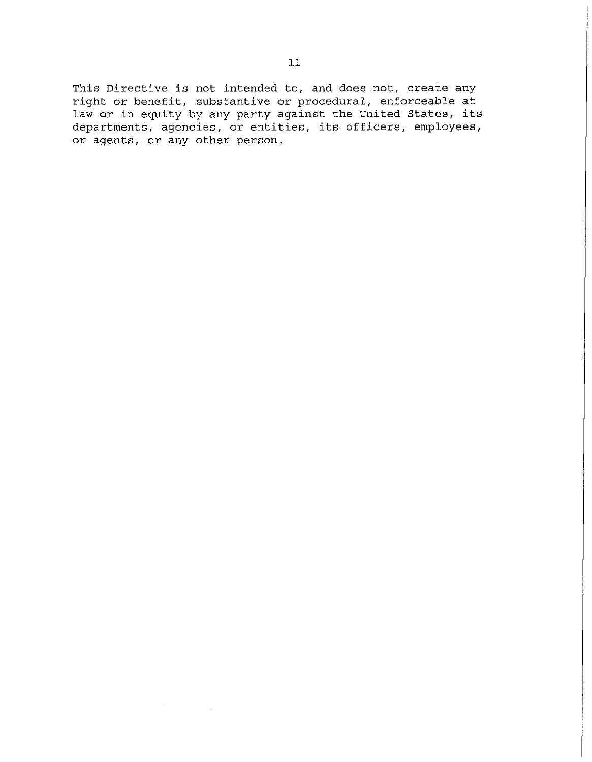This Directive is not intended to, and does not, create any right or benefit, substantive or procedural, enforceable at law or in equity by any party against the United States, its departments, agencies, or entities, its officers, employees, or agents, or any other person.